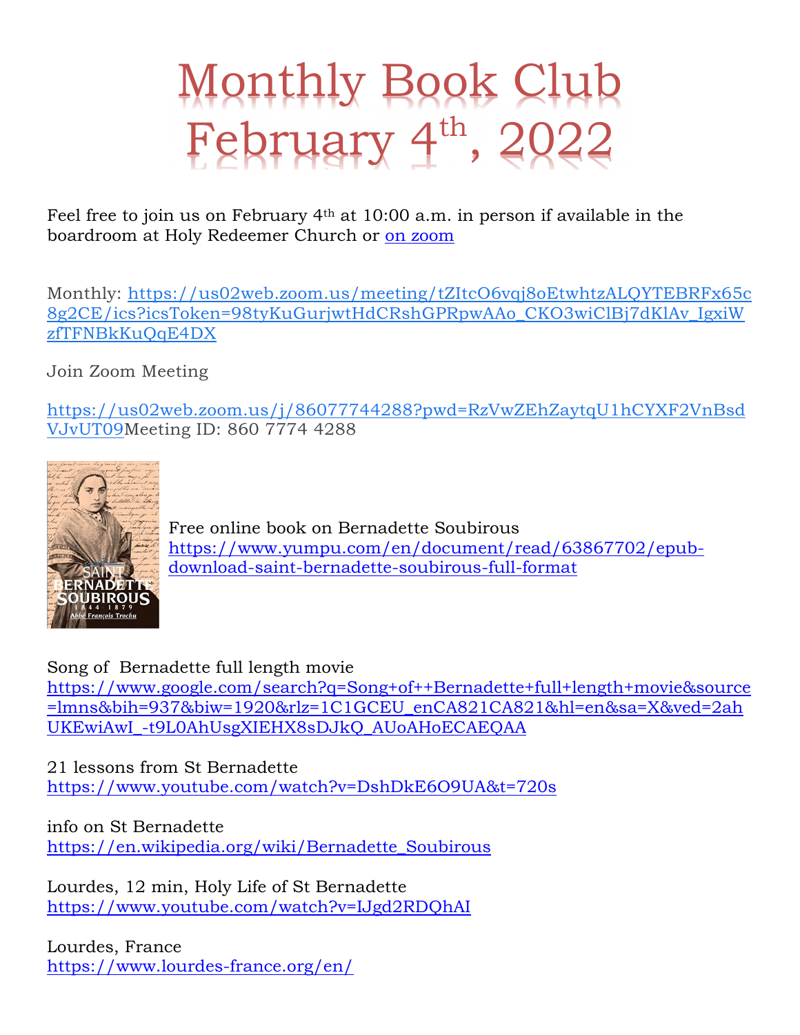# Monthly Book Club February 4th, 2022

Feel free to join us on February 4th at 10:00 a.m. in person if available in the boardroom at Holy Redeemer Church or on zoom

Monthly: https://us02web.zoom.us/meeting/tZItcO6vqj8oEtwhtzALQYTEBRFx65c8g2CE/ics?icsToken=98tyKuGurjwtHdCRshGPRpwAAo_CKO3wiClBj7dKlAv_IgxiWzfTFNBkKuQqE4DX

Join Zoom Meeting

https://us02web.zoom.us/j/86077744288?pwd=RzVwZEhZaytqU1hCYXF2VnBsdVJvUT09 Meeting ID: 860 7774 4288

Free online book on Bernadette Soubirous
https://www.yumpu.com/en/document/read/63867702/epub-download-saint-bernadette-soubirous-full-format

Song of Bernadette full length movie
https://www.google.com/search?q=Song+of++Bernadette+full+length+movie&source=lmns&bih=937&biw=1920&rlz=1C1GCEU_enCA821CA821&hl=en&sa=X&ved=2ahUKEwiAwI_-t9L0AhUsgXIEHX8sDJkQ_AUoAHoECAEQAA

21 lessons from St Bernadette
https://www.youtube.com/watch?v=DshDkE6O9UA&t=720s

info on St Bernadette
https://en.wikipedia.org/wiki/Bernadette_Soubirous

Lourdes, 12 min, Holy Life of St Bernadette
https://www.youtube.com/watch?v=IJgd2RDQhAI

Lourdes, France
https://www.lourdes-france.org/en/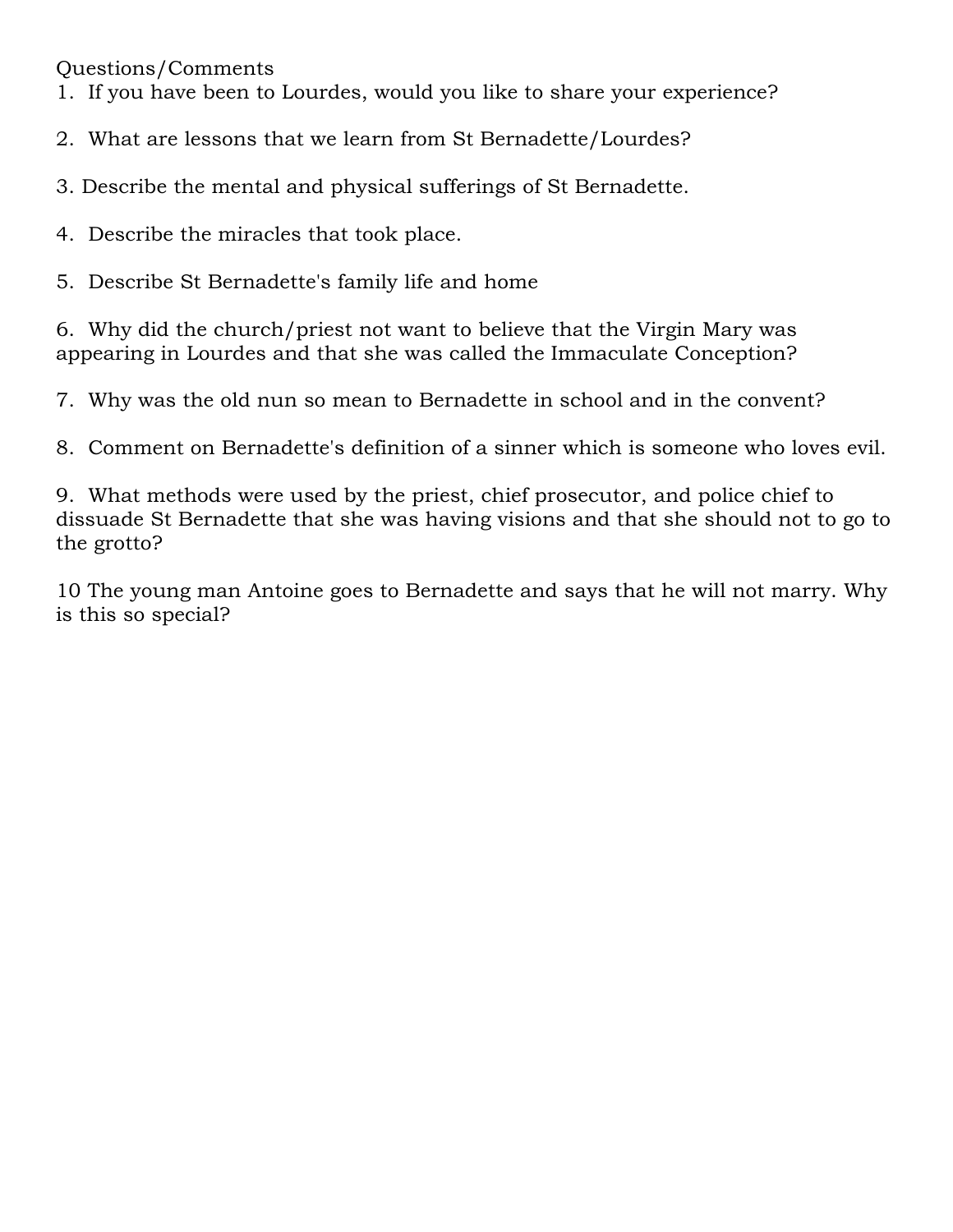Questions/Comments

1. If you have been to Lourdes, would you like to share your experience?

2. What are lessons that we learn from St Bernadette/Lourdes?

3. Describe the mental and physical sufferings of St Bernadette.

4. Describe the miracles that took place.

5. Describe St Bernadette's family life and home

6. Why did the church/priest not want to believe that the Virgin Mary was appearing in Lourdes and that she was called the Immaculate Conception?

7. Why was the old nun so mean to Bernadette in school and in the convent?

8. Comment on Bernadette's definition of a sinner which is someone who loves evil.

9. What methods were used by the priest, chief prosecutor, and police chief to dissuade St Bernadette that she was having visions and that she should not to go to the grotto?

10 The young man Antoine goes to Bernadette and says that he will not marry. Why is this so special?